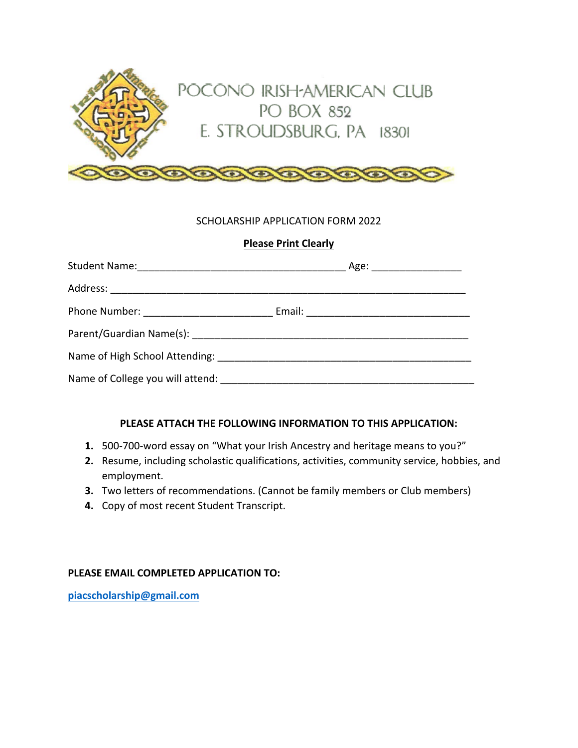POCONO IRISH-AMERICAN CLUB
PO BOX 852
E. STROUDSBURG, PA 18301

SCHOLARSHIP APPLICATION FORM 2022

**Please Print Clearly**

Student Name:_______________________________________ Age: ________________

Address: ________________________________________________________________

Phone Number: ________________________ Email: ______________________________

Parent/Guardian Name(s): ___________________________________________________

Name of High School Attending: ______________________________________________

Name of College you will attend: _____________________________________________

**PLEASE ATTACH THE FOLLOWING INFORMATION TO THIS APPLICATION:**

1. 500-700-word essay on "What your Irish Ancestry and heritage means to you?"
2. Resume, including scholastic qualifications, activities, community service, hobbies, and employment.
3. Two letters of recommendations. (Cannot be family members or Club members)
4. Copy of most recent Student Transcript.

**PLEASE EMAIL COMPLETED APPLICATION TO:**

**piacscholarship@gmail.com**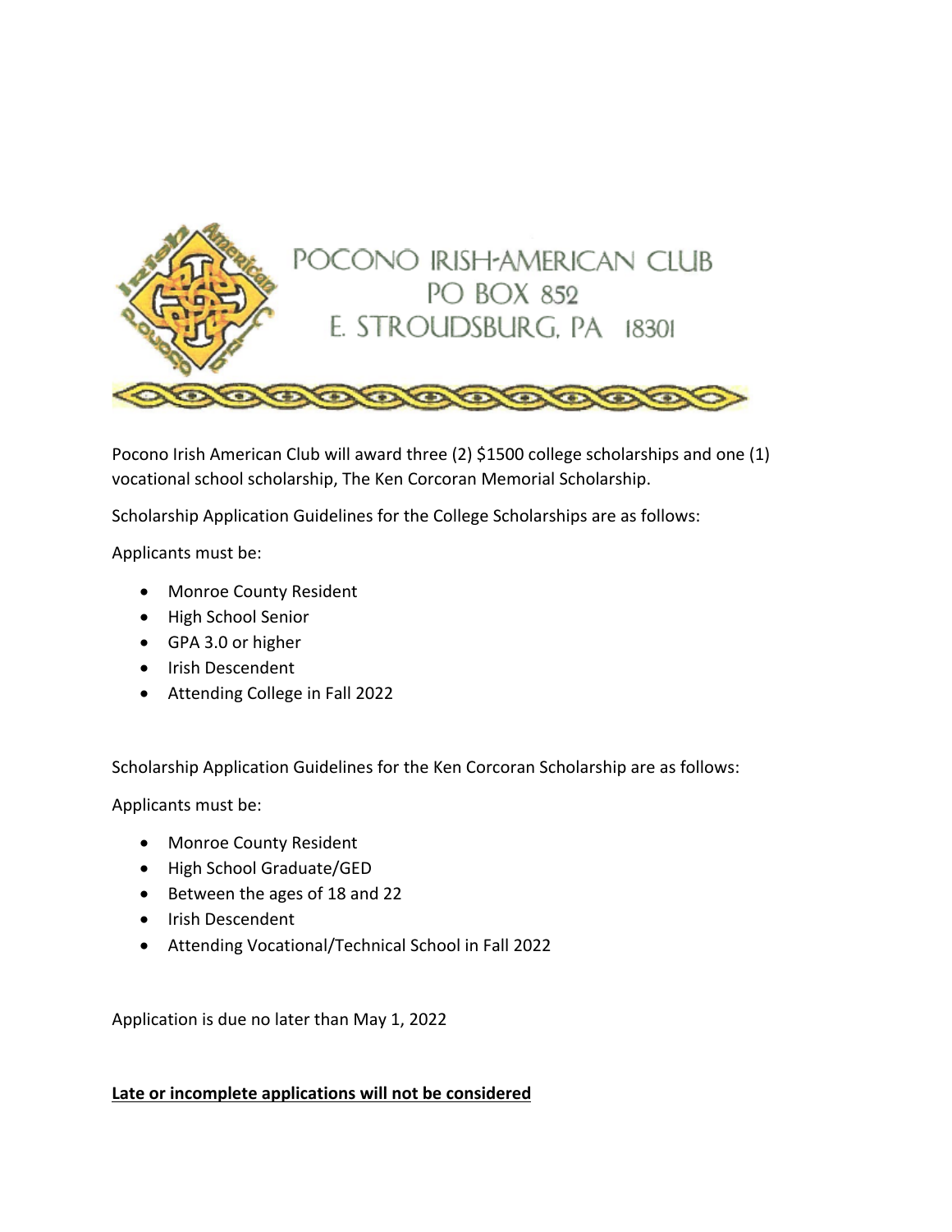POCONO IRISH-AMERICAN CLUB
PO BOX 852
E. STROUDSBURG, PA 18301

Pocono Irish American Club will award three (2) $1500 college scholarships and one (1) vocational school scholarship, The Ken Corcoran Memorial Scholarship.

Scholarship Application Guidelines for the College Scholarships are as follows:

Applicants must be:

- Monroe County Resident
- High School Senior
- GPA 3.0 or higher
- Irish Descendent
- Attending College in Fall 2022

Scholarship Application Guidelines for the Ken Corcoran Scholarship are as follows:

Applicants must be:

- Monroe County Resident
- High School Graduate/GED
- Between the ages of 18 and 22
- Irish Descendent
- Attending Vocational/Technical School in Fall 2022

Application is due no later than May 1, 2022

**Late or incomplete applications will not be considered**